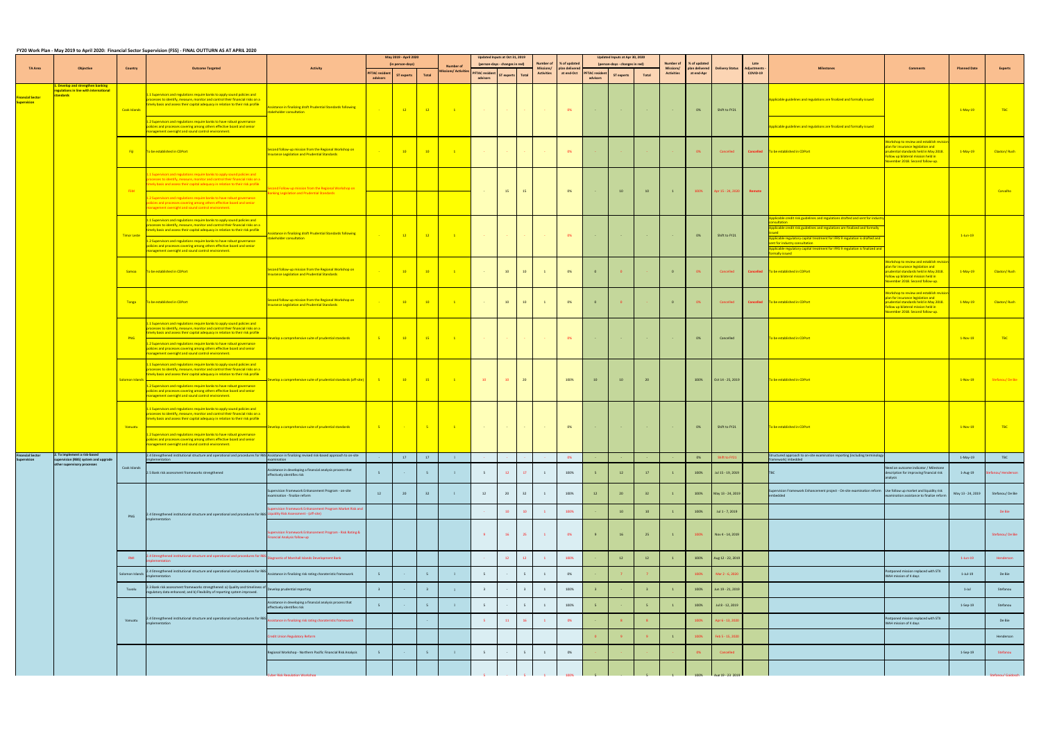# FY20 Work Plan - May 2019 to April 2020: Financial Sector Supervision (FSS) - FINAL OUTTURN AS AT APRIL 2020

| TA Area | Objective | Country | Outcome Targeted | Activity | May 2019 - April 2020 (in person-days) | | | Number of Missions/ Activities | Updated inputs at Oct 31, 2019 (person-days - changes in red) | | | Number of Missions/ Activities | % of updated plan delivered at end-Oct | Updated inputs at Apr 30, 2020 (person-days - changes in red) | | | Number of Missions/ Activities | % of updated plan delivered at end-Apr | Delivery Status | Late Adjustments - COVID-19 | Milestones | Comments | Planned Date | Experts |
|---|---|---|---|---|---|---|---|---|---|---|---|---|---|---|---|---|---|---|---|---|---|---|---|---|
| | | | | | PFTAC resident advisors | ST experts | Total | | PFTAC resident advisors | ST experts | Total | | | PFTAC resident advisors | ST experts | Total | | | | | | | | |
| Financial Sector Supervision | 1. Develop and strengthen banking regulations in line with international standards | Cook Islands | 1.1 Supervisors and regulations require banks to apply sound policies and processes to identify, measure, monitor and control their financial risks on a timely basis and assess their capital adequacy in relation to their risk profile<br>1.2 Supervisors and regulations require banks to have robust governance policies and processes covering among others effective board and senior management oversight and sound control environment. | Assistance in finalizing draft Prudential Standards following stakeholder consultation | - | 12 | 12 | 1 | - | - | - | - | 0% | - | - | - | - | 0% | Shift to FY21 | | Applicable guidelines and regulations are finalized and formally issued<br>Applicable guidelines and regulations are finalized and formally issued | | 1-May-19 | TBC |
| | | Fiji | To be established in CDPort | Second follow-up mission from the Regional Workshop on Insurance Legislation and Prudential Standards | - | 10 | 10 | 1 | - | - | - | - | 0% | - | - | - | - | 0% | Cancelled | Cancelled | To be established in CDPort | Workshop to review and establish revision plan for insurance legislation and prudential standards held in May 2018. Follow up bilateral mission held in November 2018. Second follow-up. | 1-May-19 | Claxton/ Rush |
| | | FSM | 1.1 Supervisors and regulations require banks to apply sound policies and processes to identify, measure, monitor and control their financial risks on a timely basis and assess their capital adequacy in relation to their risk profile<br>1.2 Supervisors and regulations require banks to have robust governance policies and processes covering among others effective board and senior management oversight and sound control environment. | Second Follow-up mission from the Regional Workshop on Banking Legislation and Prudential Standards | | | | | - | 15 | 15 | | 0% | - | 10 | 10 | 1 | 100% | Apr 15 - 24, 2020 | Remote | | | | Carvalho |
| | | Timor Leste | 1.1 Supervisors and regulations require banks to apply sound policies and processes to identify, measure, monitor and control their financial risks on a timely basis and assess their capital adequacy in relation to their risk profile<br>1.2 Supervisors and regulations require banks to have robust governance policies and processes covering among others effective board and senior management oversight and sound control environment. | Assistance in finalizing draft Prudential Standards following stakeholder consultation | - | 12 | 12 | 1 | - | - | - | - | 0% | - | - | - | - | 0% | Shift to FY21 | | Applicable credit risk guidelines and regulations drafted and sent for industry consultation<br>Applicable credit risk guidelines and regulations are finalized and formally issued<br>Applicable regulatory capital treatment for IFRS 9 regulation is drafted and sent for industry consultation<br>Applicable regulatory capital treatment for IFRS 9 regulation is finalized and formally issued | | 1-Jun-19 | |
| | | Samoa | To be established in CDPort | Second follow-up mission from the Regional Workshop on Insurance Legislation and Prudential Standards | - | 10 | 10 | 1 | - | 10 | 10 | 1 | 0% | 0 | 0 | - | 0 | 0% | Cancelled | Cancelled | To be established in CDPort | Workshop to review and establish revision plan for insurance legislation and prudential standards held in May 2018. Follow up bilateral mission held in November 2018. Second follow-up. | 1-May-19 | Claxton/ Rush |
| | | Tonga | To be established in CDPort | Second follow-up mission from the Regional Workshop on Insurance Legislation and Prudential Standards | - | 10 | 10 | 1 | - | 10 | 10 | 1 | 0% | 0 | 0 | - | 0 | 0% | Cancelled | Cancelled | To be established in CDPort | Workshop to review and establish revision plan for insurance legislation and prudential standards held in May 2018. Follow up bilateral mission held in November 2018. Second follow-up. | 1-May-19 | Claxton/ Rush |
| | | PNG | 1.1 Supervisors and regulations require banks to apply sound policies and processes to identify, measure, monitor and control their financial risks on a timely basis and assess their capital adequacy in relation to their risk profile<br>1.2 Supervisors and regulations require banks to have robust governance policies and processes covering among others effective board and senior management oversight and sound control environment. | Develop a comprehensive suite of prudential standards | 5 | 10 | 15 | 1 | - | - | - | - | 0% | - | - | - | - | 0% | Cancelled | | To be established in CDPort | | 1-Nov-19 | TBC |
| | | Solomon Islands | 1.1 Supervisors and regulations require banks to apply sound policies and processes to identify, measure, monitor and control their financial risks on a timely basis and assess their capital adequacy in relation to their risk profile<br>1.2 Supervisors and regulations require banks to have robust governance policies and processes covering among others effective board and senior management oversight and sound control environment. | Develop a comprehensive suite of prudential standards (off-site) | 5 | 10 | 15 | 1 | 10 | 10 | 20 | | 100% | 10 | 10 | 20 | | 100% | Oct 14 - 25, 2019 | | To be established in CDPort | | 1-Nov-18 | Stefanou/ De Bie |
| | | Vanuatu | 1.1 Supervisors and regulations require banks to apply sound policies and processes to identify, measure, monitor and control their financial risks on a timely basis and assess their capital adequacy in relation to their risk profile<br>1.2 Supervisors and regulations require banks to have robust governance policies and processes covering among others effective board and senior management oversight and sound control environment. | Develop a comprehensive suite of prudential standards | 5 | - | 5 | 1 | - | - | - | - | 0% | - | - | - | - | 0% | Shift to FY21 | | To be established in CDPort | | 1-Nov-19 | TBC |
| Financial Sector Supervision | 2. To implement a risk-based supervision (RBS) system and upgrade other supervisory processes | Cook Islands | 2.4 Strengthened institutional structure and operational and procedures for RBS implementation | Assistance in finalizing revised risk-based approach to on-site examination | - | 17 | 17 | 1 | - | | | | 0% | - | - | - | - | 0% | Shift to FY21 | | Structured approach to on-site examination reporting (including terminology framework) embedded | | 1-May-19 | TBC |
| | | | 2.5 Bank risk assessment frameworks strengthened | Assistance in developing a financial analysis process that effectively identifies risk | 5 | - | 5 | 1 | 5 | 12 | 17 | 1 | 100% | 5 | 12 | 17 | 1 | 100% | Jul 15 - 19, 2019 | | TBC | Need an outcome indicator / Milestone description for improving financial risk analysis | 1-Aug-19 | Stefanou/ Henderson |
| | | PNG | 2.4 Strengthened institutional structure and operational and procedures for RBS implementation | Supervision Framework Enhancement Program - on-site examination - finalize reform | 12 | 20 | 32 | 1 | 12 | 20 | 32 | 1 | 100% | 12 | 20 | 32 | 1 | 100% | May 13 - 24, 2019 | | Supervision Framework Enhancement project - On-site examination reform embedded | Use follow-up market and liquidity risk examination assistance to finalize reform | May 13 - 24, 2019 | Stefanou/ De Bie |
| | | | | Supervision Framework Enhancement Program Market Risk and Liquidity Risk Assessment - (off-site) | | | | | - | 10 | 10 | 1 | 100% | - | 10 | 10 | 1 | 100% | Jul 1 - 7, 2019 | | | | | De Bie |
| | | | | Supervision Framework Enhancement Program - Risk Rating & Financial Analysis follow-up | | | | | 9 | 16 | 25 | 1 | 0% | 9 | 16 | 25 | 1 | 100% | Nov 4 - 14, 2019 | | | | | Stefanou/ De Bie |
| | | RMI | 2.4 Strengthened institutional structure and operational and procedures for RBS implementation | Diagnostic of Marshall Islands Development Bank | | | | | - | 12 | 12 | 1 | 100% | - | 12 | 12 | 1 | 100% | Aug 12 - 22, 2019 | | | | 1-Jun-19 | Henderson |
| | | Solomon Islands | 2.4 Strengthened institutional structure and operational and procedures for RBS implementation | Assistance in finalizing risk rating charateristic framework | 5 | - | 5 | 1 | 5 | - | 5 | 1 | 0% | - | 7 | 7 | | 100% | Mar 2 - 6, 2020 | | | Postponed mission replaced with STX IMAH mission of 4 days | 1-Jul-19 | De Bie |
| | | Tuvalu | 2.3 Bank risk assessment frameworks strengthened: a) Quality and timeliness of regulatory data enhanced; and b) Flexibility of reporting system improved. | Develop prudential reporting | 3 | - | 3 | 1 | 3 | - | 3 | 1 | 100% | 3 | - | 3 | 1 | 100% | Jun 19 - 21, 2019 | | | | 1-Jul | Stefanou |
| | | Vanuatu | 2.4 Strengthened institutional structure and operational and procedures for RBS implementation | Assistance in developing a financial analysis process that effectively identifies risk | 5 | - | 5 | 1 | 5 | - | 5 | 1 | 100% | 5 | - | 5 | 1 | 100% | Jul 8 - 12, 2019 | | | | 1-Sep-19 | Stefanou |
| | | | | Assistance in finalizing risk rating charateristic framework | | | - | | 5 | 11 | 16 | 1 | 0% | - | 8 | 8 | | 100% | Apr 6 - 13, 2020 | | | Postponed mission replaced with STX IMAH mission of 4 days | | De Bie |
| | | | | Credit Union Regulatory Reform | | | | | | | | | | 0 | 9 | 9 | 1 | 100% | Feb 5 - 15, 2020 | | | | | Henderson |
| | | | | Regional Workshop - Northern Pacific Financial Risk Analysis | 5 | - | 5 | 1 | 5 | - | 5 | 1 | 0% | - | - | - | - | 0% | Cancelled | | | | 1-Sep-19 | Stefanou |
| | | | | Cyber Risk Regulation Workshop | | | | | 5 | - | 5 | 1 | 100% | 5 | - | 5 | 1 | 100% | Aug 19 - 23, 2019 | | | | | Stefanou/ Goodrich |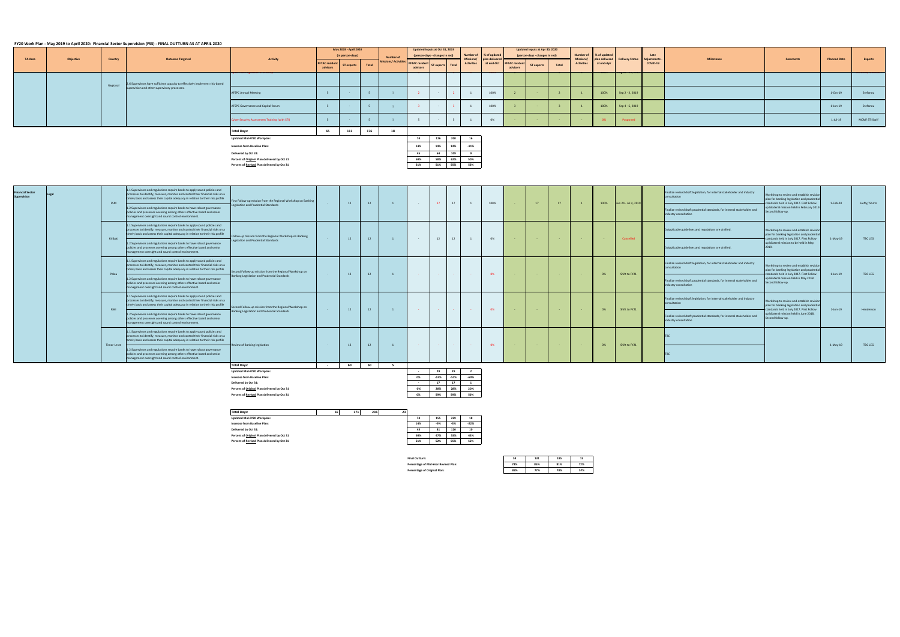FY20 Work Plan - May 2019 to April 2020: Financial Sector Supervision (FSS) - FINAL OUTTURN AS AT APRIL 2020

| TA Area | Objective | Country | Outcome Targeted | Activity | May 2019 - April 2020 (In person-days) | | | Number of Missions/ Activities | Updated Inputs at Oct 31, 2019 (person-days - changes in red) | | | Number of Missions/ Activities | % of updated plan delivered at end-Oct | Updated Inputs at Apr 30, 2020 (person-days - changes in red) | | | Number of Missions/ Activities | % of updated plan delivered at end-Apr | Delivery Status | Late Adjustments - COVID-19 | Milestones | Comments | Planned Date | Experts |
|---|---|---|---|---|---|---|---|---|---|---|---|---|---|---|---|---|---|---|---|---|---|---|---|---|
| | | | | | PFTAC resident advisors | ST experts | Total | | PFTAC resident advisors | ST experts | Total | | | PFTAC resident advisors | ST experts | Total | | | | | | | | |
| | | Regional | 2.6 Supervisors have sufficient capacity to effectively implement risk-based supervision and other supervisory processes. | AFSPC Annual Meeting | 5 | - | 5 | 1 | 2 | - | 2 | 1 | 100% | 2 | - | 2 | 1 | 100% | Sep 2 - 3, 2019 | | | | 1-Oct-19 | Stefanoa |
| | | | | AFSPC Governance and Capital forum | 5 | - | 5 | 1 | 3 | - | 3 | 1 | 100% | 3 | - | 3 | 1 | 100% | Sep 4 - 6, 2019 | | | | 1-Jun-19 | Stefanoa |
| | | | | Cyber Security Assessment Training (with STI) | 5 | - | 5 | 1 | 5 | - | 5 | 1 | 0% | - | - | - | - | 0% | Postponed | | | | 1-Jul-19 | MCM/ STI Staff |
| | | | | Total Days: | 65 | 111 | 176 | 18 | | | | | | | | | | | | | | | | |
| | | | | Updated Mid-FY20 Workplan: | | | | | 74 | 126 | 200 | 16 | | | | | | | | | | | | |
| | | | | Increase from Baseline Plan: | | | | | 14% | 14% | 14% | -11% | | | | | | | | | | | | |
| | | | | Delivered by Oct 31: | | | | | 45 | 64 | 109 | 9 | | | | | | | | | | | | |
| | | | | Percent of Original Plan delivered by Oct 31 | | | | | 69% | 58% | 62% | 50% | | | | | | | | | | | | |
| | | | | Percent of Revised Plan delivered by Oct 31 | | | | | 61% | 51% | 55% | 56% | | | | | | | | | | | | |
| Financial Sector Supervision | Legal | FSM | 1.1 Supervisors and regulations require banks to apply sound policies and processes to identify, measure, monitor and control their financial risks on a timely basis and assess their capital adequacy in relation to their risk profile<br>1.2 Supervisors and regulations require banks to have robust governance policies and processes covering among others effective board and senior management oversight and sound control environment. | First Follow-up mission from the Regional Workshop on Banking Legislation and Prudential Standards | - | 12 | 12 | 1 | - | 17 | 17 | 1 | 100% | - | 17 | 17 | 1 | 100% | Jun 24 - Jul 4, 2019 | | Finalize revised draft legislation, for internal stakeholder and industry consultation<br>Finalize revised draft prudential standards, for internal stakeholder and industry consultation | Workshop to review and establish revision plan for banking legislation and prudential standards held in July 2017. First Follow up bilateral mission held in February 2019. Second follow-up. | 1-Feb-20 | Hefty/ Stutts |
| | | Kiribati | 1.1 Supervisors and regulations require banks to apply sound policies and processes to identify, measure, monitor and control their financial risks on a timely basis and assess their capital adequacy in relation to their risk profile<br>1.2 Supervisors and regulations require banks to have robust governance policies and processes covering among others effective board and senior management oversight and sound control environment. | Follow-up mission from the Regional Workshop on Banking Legislation and Prudential Standards | - | 12 | 12 | 1 | - | 12 | 12 | 1 | 0% | - | - | - | - | - | Cancelled | | i) Applicable guidelines and regulations are drafted.<br>i) Applicable guidelines and regulations are drafted. | Workshop to review and establish revision plan for banking legislation and prudential standards held in July 2017. First Follow up bilateral mission to be held in May 2019. | 1-May-19 | TBC LEG |
| | | Palau | 1.1 Supervisors and regulations require banks to apply sound policies and processes to identify, measure, monitor and control their financial risks on a timely basis and assess their capital adequacy in relation to their risk profile<br>1.2 Supervisors and regulations require banks to have robust governance policies and processes covering among others effective board and senior management oversight and sound control environment. | Second Follow-up mission from the Regional Workshop on Banking Legislation and Prudential Standards | - | 12 | 12 | 1 | - | - | - | - | 0% | - | - | - | - | 0% | Shift to FY21 | | Finalize revised draft legislation, for internal stakeholder and industry consultation<br>Finalize revised draft prudential standards, for internal stakeholder and industry consultation | Workshop to review and establish revision plan for banking legislation and prudential standards held in July 2017. First Follow up bilateral mission held in May 2018. Second follow-up. | 1-Jun-19 | TBC LEG |
| | | RMI | 1.1 Supervisors and regulations require banks to apply sound policies and processes to identify, measure, monitor and control their financial risks on a timely basis and assess their capital adequacy in relation to their risk profile<br>1.2 Supervisors and regulations require banks to have robust governance policies and processes covering among others effective board and senior management oversight and sound control environment. | Second Follow-up mission from the Regional Workshop on Banking Legislation and Prudential Standards | - | 12 | 12 | 1 | - | - | - | - | 0% | - | - | - | - | 0% | Shift to FY21 | | Finalize revised draft legislation, for internal stakeholder and industry consultation<br>Finalize revised draft prudential standards, for internal stakeholder and industry consultation | Workshop to review and establish revision plan for banking legislation and prudential standards held in July 2017. First Follow up bilateral mission held in June 2018. Second follow-up. | 1-Jun-19 | Henderson |
| | | Timor-Leste | 1.1 Supervisors and regulations require banks to apply sound policies and processes to identify, measure, monitor and control their financial risks on a timely basis and assess their capital adequacy in relation to their risk profile<br>1.2 Supervisors and regulations require banks to have robust governance policies and processes covering among others effective board and senior management oversight and sound control environment. | Review of Banking legislation | - | 12 | 12 | 1 | - | - | - | - | 0% | - | - | - | - | 0% | Shift to FY21 | | TBC<br>TBC | | 1-May-19 | TBC LEG |
| | | | | Total Days: | - | 60 | 60 | 5 | | | | | | | | | | | | | | | | |
| | | | | Updated Mid-FY20 Workplan: | | | | | - | 29 | 29 | 2 | | | | | | | | | | | | |
| | | | | Increase from Baseline Plan: | | | | | 0% | -52% | -52% | -60% | | | | | | | | | | | | |
| | | | | Delivered by Oct 31: | | | | | - | 17 | 17 | 1 | | | | | | | | | | | | |
| | | | | Percent of Original Plan delivered by Oct 31 | | | | | 0% | 28% | 28% | 20% | | | | | | | | | | | | |
| | | | | Percent of Revised Plan delivered by Oct 31 | | | | | 0% | 59% | 59% | 50% | | | | | | | | | | | | |
| | | | | Total Days: | 65 | 171 | 236 | 23 | | | | | | | | | | | | | | | | |
| | | | | Updated Mid-FY20 Workplan: | | | | | 74 | 155 | 229 | 18 | | | | | | | | | | | | |
| | | | | Increase from Baseline Plan: | | | | | 14% | -9% | -3% | -22% | | | | | | | | | | | | |
| | | | | Delivered by Oct 31: | | | | | 45 | 81 | 126 | 10 | | | | | | | | | | | | |
| | | | | Percent of Original Plan delivered by Oct 31 | | | | | 69% | 47% | 53% | 43% | | | | | | | | | | | | |
| | | | | Percent of Revised Plan delivered by Oct 31 | | | | | 61% | 52% | 55% | 56% | | | | | | | | | | | | |
| | | | | | | | | | | | | Final Outturn: | | 54 | 131 | 185 | 13 | | | | | | | |
| | | | | | | | | | | | | Percentage of Mid-Year Revised Plan: | | 73% | 85% | 81% | 72% | | | | | | | |
| | | | | | | | | | | | | Percentage of Original Plan: | | 83% | 77% | 78% | 57% | | | | | | | |